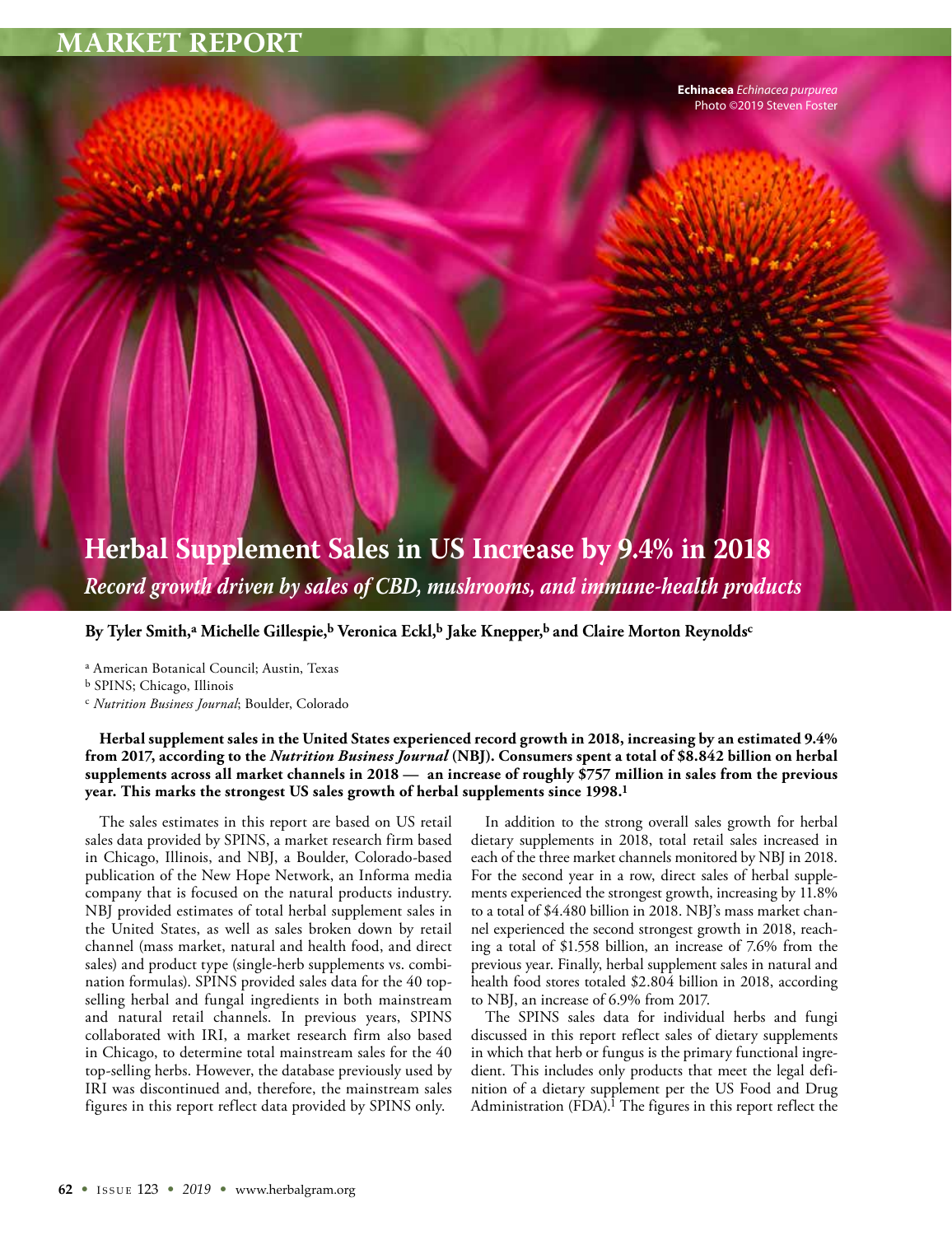MARKET REPORT

**Echinacea** *Echinacea purpurea*
Photo ©2019 Steven Foster

# Herbal Supplement Sales in US Increase by 9.4% in 2018

*Record growth driven by sales of CBD, mushrooms, and immune-health products*

**By Tyler Smith,[a] Michelle Gillespie,[b] Veronica Eckl,[b] Jake Knepper,[b] and Claire Morton Reynolds[c]**

[a] American Botanical Council; Austin, Texas
[b] SPINS; Chicago, Illinois
[c] *Nutrition Business Journal*; Boulder, Colorado

**Herbal supplement sales in the United States experienced record growth in 2018, increasing by an estimated 9.4% from 2017, according to the *Nutrition Business Journal* (NBJ). Consumers spent a total of $8.842 billion on herbal supplements across all market channels in 2018 — an increase of roughly $757 million in sales from the previous year. This marks the strongest US sales growth of herbal supplements since 1998.[1]**

The sales estimates in this report are based on US retail sales data provided by SPINS, a market research firm based in Chicago, Illinois, and NBJ, a Boulder, Colorado-based publication of the New Hope Network, an Informa media company that is focused on the natural products industry. NBJ provided estimates of total herbal supplement sales in the United States, as well as sales broken down by retail channel (mass market, natural and health food, and direct sales) and product type (single-herb supplements vs. combination formulas). SPINS provided sales data for the 40 top-selling herbal and fungal ingredients in both mainstream and natural retail channels. In previous years, SPINS collaborated with IRI, a market research firm also based in Chicago, to determine total mainstream sales for the 40 top-selling herbs. However, the database previously used by IRI was discontinued and, therefore, the mainstream sales figures in this report reflect data provided by SPINS only.

In addition to the strong overall sales growth for herbal dietary supplements in 2018, total retail sales increased in each of the three market channels monitored by NBJ in 2018. For the second year in a row, direct sales of herbal supplements experienced the strongest growth, increasing by 11.8% to a total of $4.480 billion in 2018. NBJ's mass market channel experienced the second strongest growth in 2018, reaching a total of $1.558 billion, an increase of 7.6% from the previous year. Finally, herbal supplement sales in natural and health food stores totaled $2.804 billion in 2018, according to NBJ, an increase of 6.9% from 2017.

The SPINS sales data for individual herbs and fungi discussed in this report reflect sales of dietary supplements in which that herb or fungus is the primary functional ingredient. This includes only products that meet the legal definition of a dietary supplement per the US Food and Drug Administration (FDA).[1] The figures in this report reflect the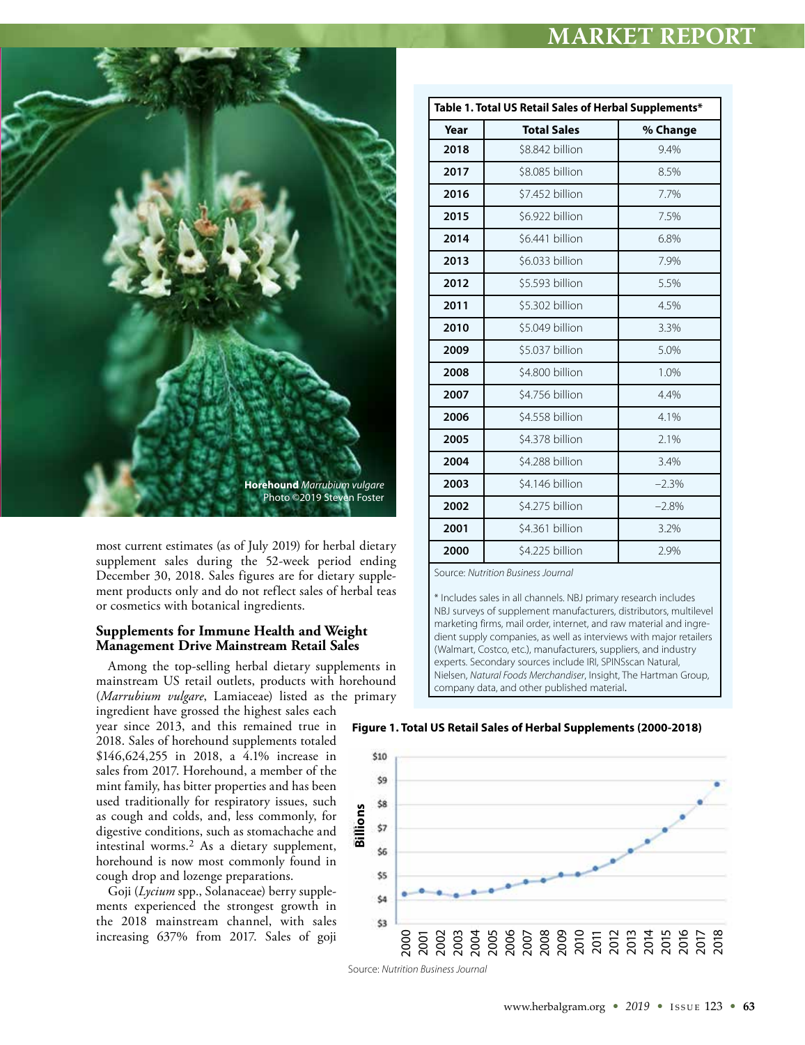Horehound *Marrubium vulgare*
Photo ©2019 Steven Foster

most current estimates (as of July 2019) for herbal dietary supplement sales during the 52-week period ending December 30, 2018. Sales figures are for dietary supplement products only and do not reflect sales of herbal teas or cosmetics with botanical ingredients.

### Supplements for Immune Health and Weight Management Drive Mainstream Retail Sales

Among the top-selling herbal dietary supplements in mainstream US retail outlets, products with horehound (*Marrubium vulgare*, Lamiaceae) listed as the primary ingredient have grossed the highest sales each year since 2013, and this remained true in 2018. Sales of horehound supplements totaled $146,624,255 in 2018, a 4.1% increase in sales from 2017. Horehound, a member of the mint family, has bitter properties and has been used traditionally for respiratory issues, such as cough and colds, and, less commonly, for digestive conditions, such as stomachache and intestinal worms.[2] As a dietary supplement, horehound is now most commonly found in cough drop and lozenge preparations.

Goji (*Lycium* spp., Solanaceae) berry supplements experienced the strongest growth in the 2018 mainstream channel, with sales increasing 637% from 2017. Sales of goji

**Table 1. Total US Retail Sales of Herbal Supplements***

| Year | Total Sales | % Change |
|---|---|---|
| 2018 | $8.842 billion | 9.4% |
| 2017 | $8.085 billion | 8.5% |
| 2016 | $7.452 billion | 7.7% |
| 2015 | $6.922 billion | 7.5% |
| 2014 | $6.441 billion | 6.8% |
| 2013 | $6.033 billion | 7.9% |
| 2012 | $5.593 billion | 5.5% |
| 2011 | $5.302 billion | 4.5% |
| 2010 | $5.049 billion | 3.3% |
| 2009 | $5.037 billion | 5.0% |
| 2008 | $4.800 billion | 1.0% |
| 2007 | $4.756 billion | 4.4% |
| 2006 | $4.558 billion | 4.1% |
| 2005 | $4.378 billion | 2.1% |
| 2004 | $4.288 billion | 3.4% |
| 2003 | $4.146 billion | –2.3% |
| 2002 | $4.275 billion | –2.8% |
| 2001 | $4.361 billion | 3.2% |
| 2000 | $4.225 billion | 2.9% |

Source: *Nutrition Business Journal*

* Includes sales in all channels. NBJ primary research includes NBJ surveys of supplement manufacturers, distributors, multilevel marketing firms, mail order, internet, and raw material and ingredient supply companies, as well as interviews with major retailers (Walmart, Costco, etc.), manufacturers, suppliers, and industry experts. Secondary sources include IRI, SPINSscan Natural, Nielsen, *Natural Foods Merchandiser*, Insight, The Hartman Group, company data, and other published material.

**Figure 1. Total US Retail Sales of Herbal Supplements (2000-2018)**

Source: *Nutrition Business Journal*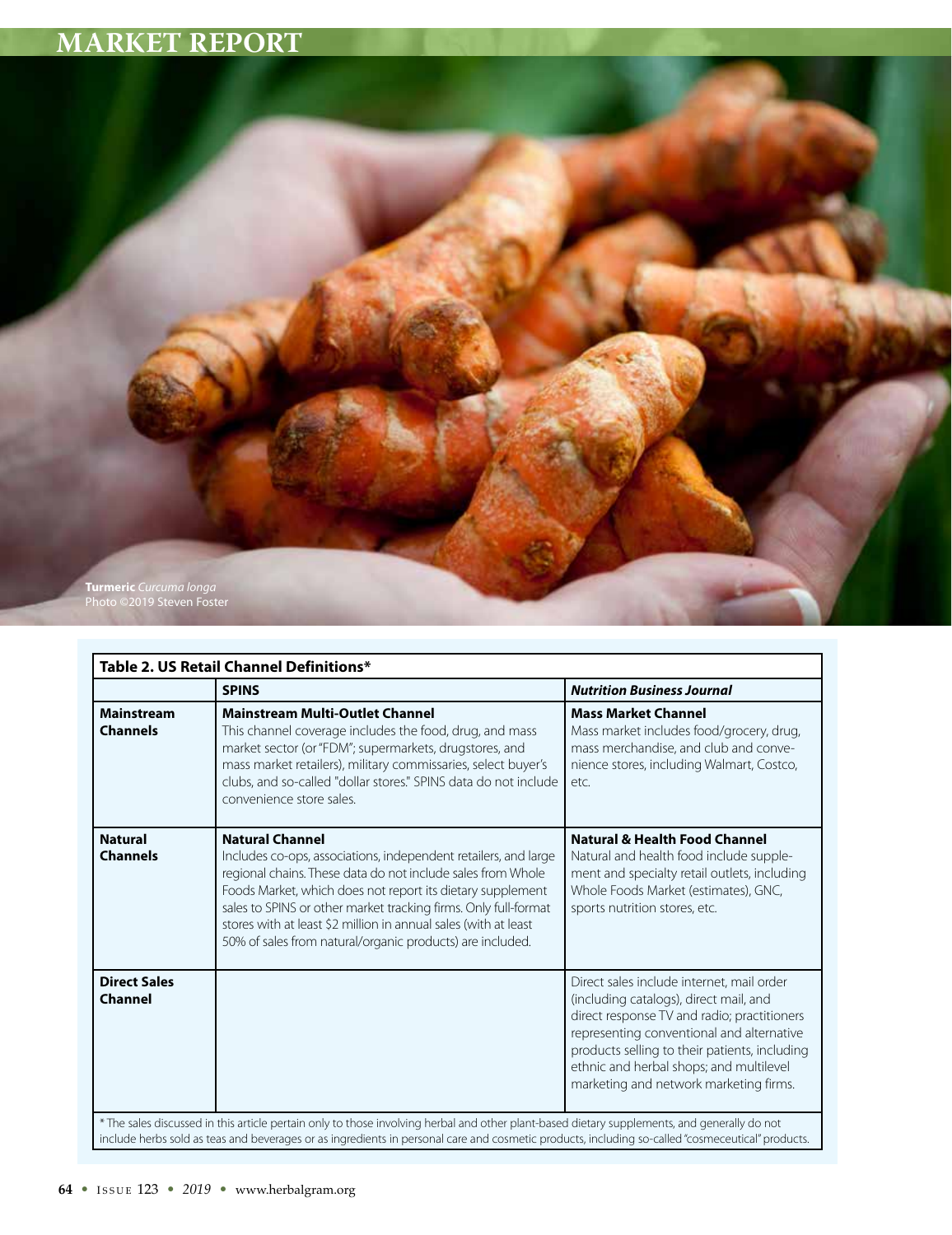**Turmeric** *Curcuma longa*
Photo ©2019 Steven Foster

**Table 2. US Retail Channel Definitions***

| | **SPINS** | ***Nutrition Business Journal*** |
|---|---|---|
| **Mainstream Channels** | **Mainstream Multi-Outlet Channel** This channel coverage includes the food, drug, and mass market sector (or "FDM"; supermarkets, drugstores, and mass market retailers), military commissaries, select buyer's clubs, and so-called "dollar stores." SPINS data do not include convenience store sales. | **Mass Market Channel** Mass market includes food/grocery, drug, mass merchandise, and club and convenience stores, including Walmart, Costco, etc. |
| **Natural Channels** | **Natural Channel** Includes co-ops, associations, independent retailers, and large regional chains. These data do not include sales from Whole Foods Market, which does not report its dietary supplement sales to SPINS or other market tracking firms. Only full-format stores with at least $2 million in annual sales (with at least 50% of sales from natural/organic products) are included. | **Natural & Health Food Channel** Natural and health food include supplement and specialty retail outlets, including Whole Foods Market (estimates), GNC, sports nutrition stores, etc. |
| **Direct Sales Channel** | | Direct sales include internet, mail order (including catalogs), direct mail, and direct response TV and radio; practitioners representing conventional and alternative products selling to their patients, including ethnic and herbal shops; and multilevel marketing and network marketing firms. |

* The sales discussed in this article pertain only to those involving herbal and other plant-based dietary supplements, and generally do not include herbs sold as teas and beverages or as ingredients in personal care and cosmetic products, including so-called "cosmeceutical" products.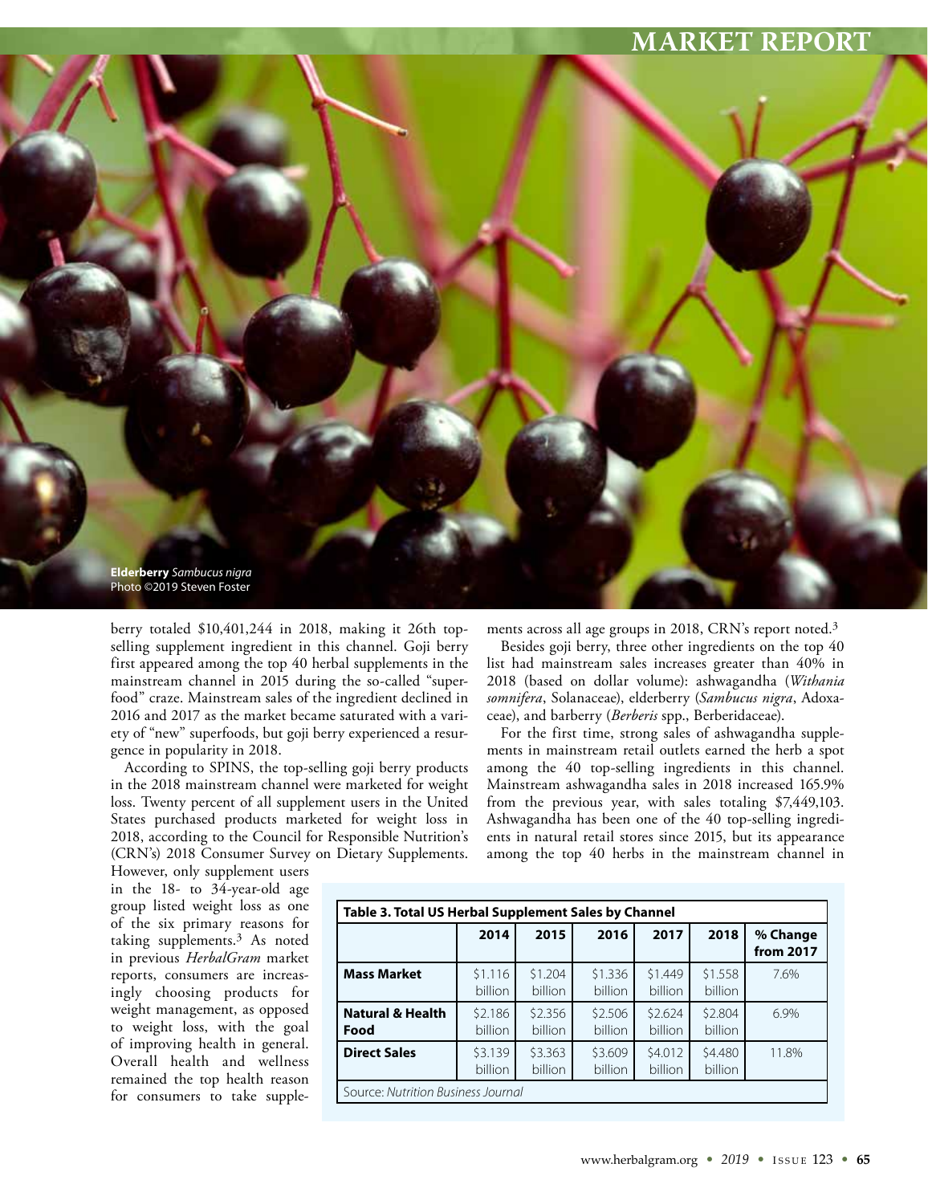Elderberry *Sambucus nigra*
Photo ©2019 Steven Foster

berry totaled $10,401,244 in 2018, making it 26th top-selling supplement ingredient in this channel. Goji berry first appeared among the top 40 herbal supplements in the mainstream channel in 2015 during the so-called "superfood" craze. Mainstream sales of the ingredient declined in 2016 and 2017 as the market became saturated with a variety of "new" superfoods, but goji berry experienced a resurgence in popularity in 2018.

According to SPINS, the top-selling goji berry products in the 2018 mainstream channel were marketed for weight loss. Twenty percent of all supplement users in the United States purchased products marketed for weight loss in 2018, according to the Council for Responsible Nutrition's (CRN's) 2018 Consumer Survey on Dietary Supplements. However, only supplement users in the 18- to 34-year-old age group listed weight loss as one of the six primary reasons for taking supplements.[3] As noted in previous *HerbalGram* market reports, consumers are increasingly choosing products for weight management, as opposed to weight loss, with the goal of improving health in general. Overall health and wellness remained the top health reason for consumers to take supplements across all age groups in 2018, CRN's report noted.[3]

Besides goji berry, three other ingredients on the top 40 list had mainstream sales increases greater than 40% in 2018 (based on dollar volume): ashwagandha (*Withania somnifera*, Solanaceae), elderberry (*Sambucus nigra*, Adoxaceae), and barberry (*Berberis* spp., Berberidaceae).

For the first time, strong sales of ashwagandha supplements in mainstream retail outlets earned the herb a spot among the 40 top-selling ingredients in this channel. Mainstream ashwagandha sales in 2018 increased 165.9% from the previous year, with sales totaling $7,449,103. Ashwagandha has been one of the 40 top-selling ingredients in natural retail stores since 2015, but its appearance among the top 40 herbs in the mainstream channel in

**Table 3. Total US Herbal Supplement Sales by Channel**

| | 2014 | 2015 | 2016 | 2017 | 2018 | % Change from 2017 |
|---|---|---|---|---|---|---|
| **Mass Market** | $1.116 billion | $1.204 billion | $1.336 billion | $1.449 billion | $1.558 billion | 7.6% |
| **Natural & Health Food** | $2.186 billion | $2.356 billion | $2.506 billion | $2.624 billion | $2.804 billion | 6.9% |
| **Direct Sales** | $3.139 billion | $3.363 billion | $3.609 billion | $4.012 billion | $4.480 billion | 11.8% |

Source: *Nutrition Business Journal*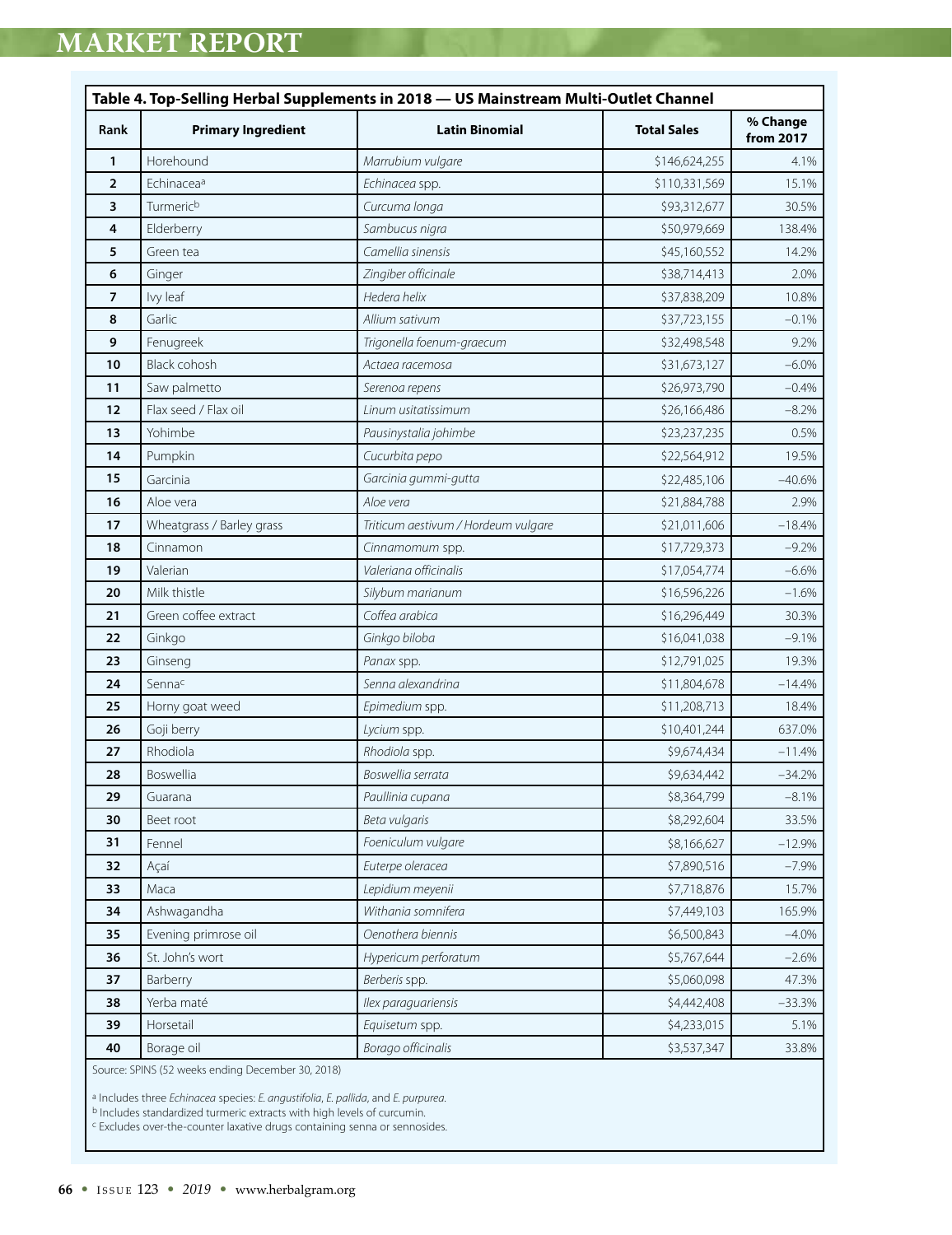**Table 4. Top-Selling Herbal Supplements in 2018 — US Mainstream Multi-Outlet Channel**

| Rank | Primary Ingredient | Latin Binomial | Total Sales | % Change from 2017 |
|---|---|---|---|---|
| 1 | Horehound | *Marrubium vulgare* | $146,624,255 | 4.1% |
| 2 | Echinacea[a] | *Echinacea* spp. | $110,331,569 | 15.1% |
| 3 | Turmeric[b] | *Curcuma longa* | $93,312,677 | 30.5% |
| 4 | Elderberry | *Sambucus nigra* | $50,979,669 | 138.4% |
| 5 | Green tea | *Camellia sinensis* | $45,160,552 | 14.2% |
| 6 | Ginger | *Zingiber officinale* | $38,714,413 | 2.0% |
| 7 | Ivy leaf | *Hedera helix* | $37,838,209 | 10.8% |
| 8 | Garlic | *Allium sativum* | $37,723,155 | −0.1% |
| 9 | Fenugreek | *Trigonella foenum-graecum* | $32,498,548 | 9.2% |
| 10 | Black cohosh | *Actaea racemosa* | $31,673,127 | −6.0% |
| 11 | Saw palmetto | *Serenoa repens* | $26,973,790 | −0.4% |
| 12 | Flax seed / Flax oil | *Linum usitatissimum* | $26,166,486 | −8.2% |
| 13 | Yohimbe | *Pausinystalia johimbe* | $23,237,235 | 0.5% |
| 14 | Pumpkin | *Cucurbita pepo* | $22,564,912 | 19.5% |
| 15 | Garcinia | *Garcinia gummi-gutta* | $22,485,106 | −40.6% |
| 16 | Aloe vera | *Aloe vera* | $21,884,788 | 2.9% |
| 17 | Wheatgrass / Barley grass | *Triticum aestivum / Hordeum vulgare* | $21,011,606 | −18.4% |
| 18 | Cinnamon | *Cinnamomum* spp. | $17,729,373 | −9.2% |
| 19 | Valerian | *Valeriana officinalis* | $17,054,774 | −6.6% |
| 20 | Milk thistle | *Silybum marianum* | $16,596,226 | −1.6% |
| 21 | Green coffee extract | *Coffea arabica* | $16,296,449 | 30.3% |
| 22 | Ginkgo | *Ginkgo biloba* | $16,041,038 | −9.1% |
| 23 | Ginseng | *Panax* spp. | $12,791,025 | 19.3% |
| 24 | Senna[c] | *Senna alexandrina* | $11,804,678 | −14.4% |
| 25 | Horny goat weed | *Epimedium* spp. | $11,208,713 | 18.4% |
| 26 | Goji berry | *Lycium* spp. | $10,401,244 | 637.0% |
| 27 | Rhodiola | *Rhodiola* spp. | $9,674,434 | −11.4% |
| 28 | Boswellia | *Boswellia serrata* | $9,634,442 | −34.2% |
| 29 | Guarana | *Paullinia cupana* | $8,364,799 | −8.1% |
| 30 | Beet root | *Beta vulgaris* | $8,292,604 | 33.5% |
| 31 | Fennel | *Foeniculum vulgare* | $8,166,627 | −12.9% |
| 32 | Açaí | *Euterpe oleracea* | $7,890,516 | −7.9% |
| 33 | Maca | *Lepidium meyenii* | $7,718,876 | 15.7% |
| 34 | Ashwagandha | *Withania somnifera* | $7,449,103 | 165.9% |
| 35 | Evening primrose oil | *Oenothera biennis* | $6,500,843 | −4.0% |
| 36 | St. John's wort | *Hypericum perforatum* | $5,767,644 | −2.6% |
| 37 | Barberry | *Berberis* spp. | $5,060,098 | 47.3% |
| 38 | Yerba maté | *Ilex paraguariensis* | $4,442,408 | −33.3% |
| 39 | Horsetail | *Equisetum* spp. | $4,233,015 | 5.1% |
| 40 | Borage oil | *Borago officinalis* | $3,537,347 | 33.8% |

Source: SPINS (52 weeks ending December 30, 2018)

[a] Includes three *Echinacea* species: *E. angustifolia*, *E. pallida*, and *E. purpurea*.
[b] Includes standardized turmeric extracts with high levels of curcumin.
[c] Excludes over-the-counter laxative drugs containing senna or sennosides.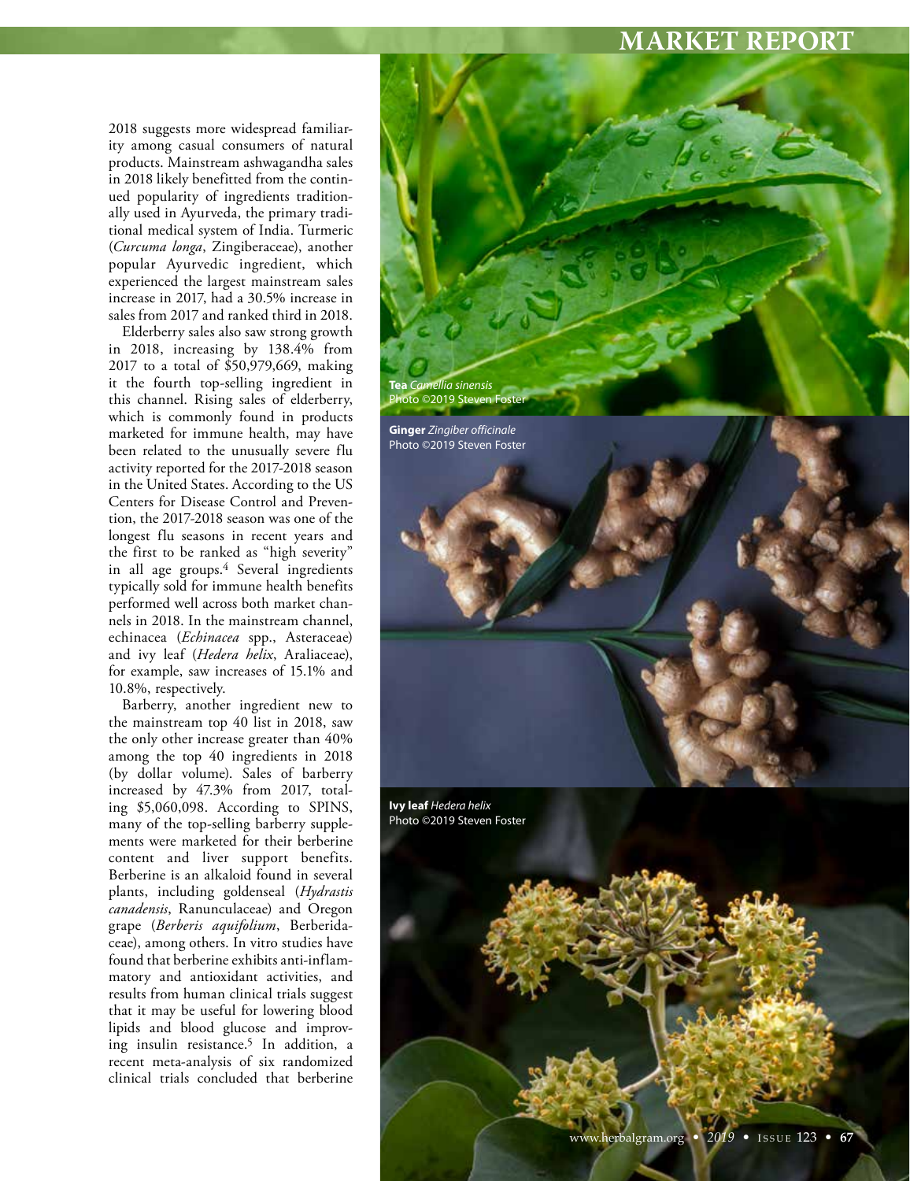2018 suggests more widespread familiarity among casual consumers of natural products. Mainstream ashwagandha sales in 2018 likely benefitted from the continued popularity of ingredients traditionally used in Ayurveda, the primary traditional medical system of India. Turmeric (*Curcuma longa*, Zingiberaceae), another popular Ayurvedic ingredient, which experienced the largest mainstream sales increase in 2017, had a 30.5% increase in sales from 2017 and ranked third in 2018.

Elderberry sales also saw strong growth in 2018, increasing by 138.4% from 2017 to a total of $50,979,669, making it the fourth top-selling ingredient in this channel. Rising sales of elderberry, which is commonly found in products marketed for immune health, may have been related to the unusually severe flu activity reported for the 2017-2018 season in the United States. According to the US Centers for Disease Control and Prevention, the 2017-2018 season was one of the longest flu seasons in recent years and the first to be ranked as "high severity" in all age groups.[4] Several ingredients typically sold for immune health benefits performed well across both market channels in 2018. In the mainstream channel, echinacea (*Echinacea* spp., Asteraceae) and ivy leaf (*Hedera helix*, Araliaceae), for example, saw increases of 15.1% and 10.8%, respectively.

Barberry, another ingredient new to the mainstream top 40 list in 2018, saw the only other increase greater than 40% among the top 40 ingredients in 2018 (by dollar volume). Sales of barberry increased by 47.3% from 2017, totaling $5,060,098. According to SPINS, many of the top-selling barberry supplements were marketed for their berberine content and liver support benefits. Berberine is an alkaloid found in several plants, including goldenseal (*Hydrastis canadensis*, Ranunculaceae) and Oregon grape (*Berberis aquifolium*, Berberidaceae), among others. In vitro studies have found that berberine exhibits anti-inflammatory and antioxidant activities, and results from human clinical trials suggest that it may be useful for lowering blood lipids and blood glucose and improving insulin resistance.[5] In addition, a recent meta-analysis of six randomized clinical trials concluded that berberine

**Tea** *Camellia sinensis*
Photo ©2019 Steven Foster

**Ginger** *Zingiber officinale*
Photo ©2019 Steven Foster

**Ivy leaf** *Hedera helix*
Photo ©2019 Steven Foster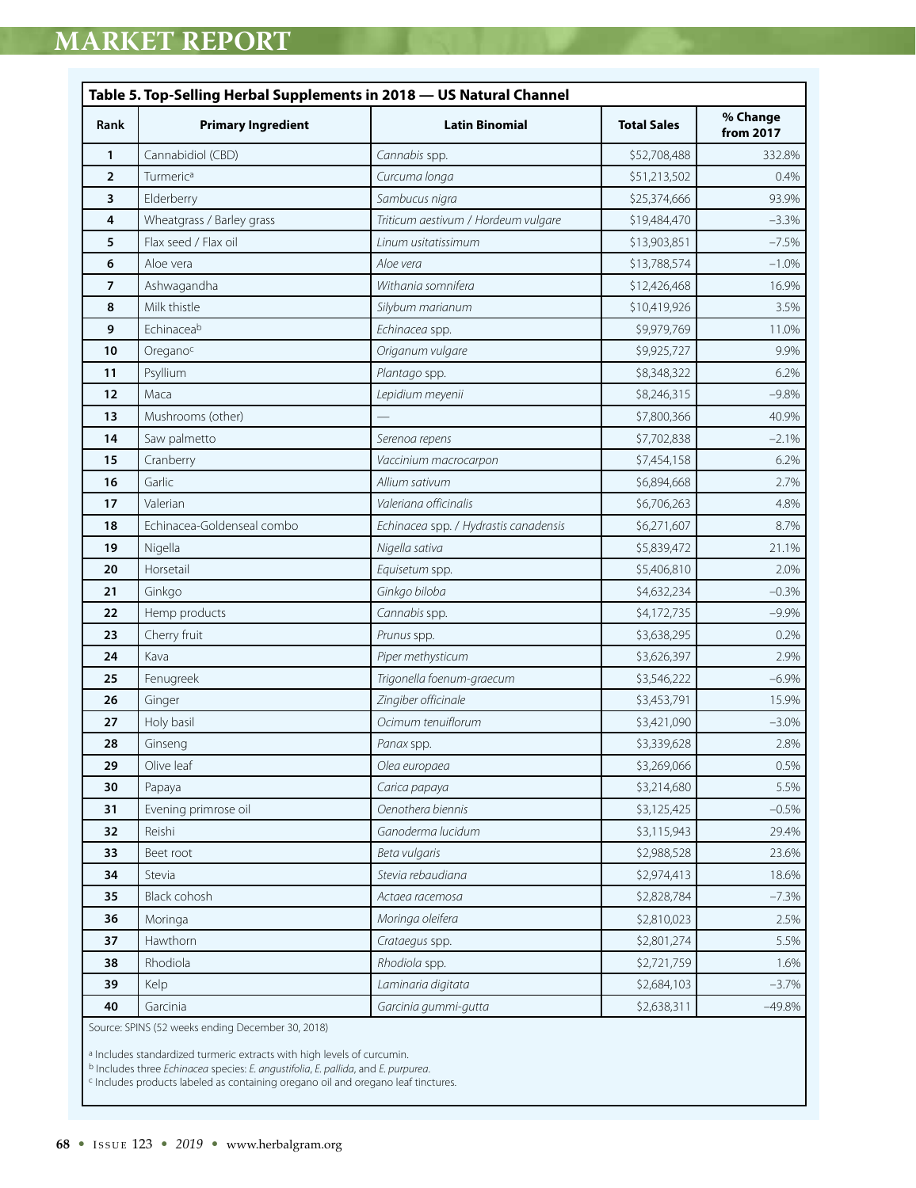**Table 5. Top-Selling Herbal Supplements in 2018 — US Natural Channel**

| Rank | Primary Ingredient | Latin Binomial | Total Sales | % Change from 2017 |
|---|---|---|---|---|
| 1 | Cannabidiol (CBD) | *Cannabis* spp. | $52,708,488 | 332.8% |
| 2 | Turmeric[a] | *Curcuma longa* | $51,213,502 | 0.4% |
| 3 | Elderberry | *Sambucus nigra* | $25,374,666 | 93.9% |
| 4 | Wheatgrass / Barley grass | *Triticum aestivum / Hordeum vulgare* | $19,484,470 | –3.3% |
| 5 | Flax seed / Flax oil | *Linum usitatissimum* | $13,903,851 | –7.5% |
| 6 | Aloe vera | *Aloe vera* | $13,788,574 | –1.0% |
| 7 | Ashwagandha | *Withania somnifera* | $12,426,468 | 16.9% |
| 8 | Milk thistle | *Silybum marianum* | $10,419,926 | 3.5% |
| 9 | Echinacea[b] | *Echinacea* spp. | $9,979,769 | 11.0% |
| 10 | Oregano[c] | *Origanum vulgare* | $9,925,727 | 9.9% |
| 11 | Psyllium | *Plantago* spp. | $8,348,322 | 6.2% |
| 12 | Maca | *Lepidium meyenii* | $8,246,315 | –9.8% |
| 13 | Mushrooms (other) | — | $7,800,366 | 40.9% |
| 14 | Saw palmetto | *Serenoa repens* | $7,702,838 | –2.1% |
| 15 | Cranberry | *Vaccinium macrocarpon* | $7,454,158 | 6.2% |
| 16 | Garlic | *Allium sativum* | $6,894,668 | 2.7% |
| 17 | Valerian | *Valeriana officinalis* | $6,706,263 | 4.8% |
| 18 | Echinacea-Goldenseal combo | *Echinacea* spp. / *Hydrastis canadensis* | $6,271,607 | 8.7% |
| 19 | Nigella | *Nigella sativa* | $5,839,472 | 21.1% |
| 20 | Horsetail | *Equisetum* spp. | $5,406,810 | 2.0% |
| 21 | Ginkgo | *Ginkgo biloba* | $4,632,234 | –0.3% |
| 22 | Hemp products | *Cannabis* spp. | $4,172,735 | –9.9% |
| 23 | Cherry fruit | *Prunus* spp. | $3,638,295 | 0.2% |
| 24 | Kava | *Piper methysticum* | $3,626,397 | 2.9% |
| 25 | Fenugreek | *Trigonella foenum-graecum* | $3,546,222 | –6.9% |
| 26 | Ginger | *Zingiber officinale* | $3,453,791 | 15.9% |
| 27 | Holy basil | *Ocimum tenuiflorum* | $3,421,090 | –3.0% |
| 28 | Ginseng | *Panax* spp. | $3,339,628 | 2.8% |
| 29 | Olive leaf | *Olea europaea* | $3,269,066 | 0.5% |
| 30 | Papaya | *Carica papaya* | $3,214,680 | 5.5% |
| 31 | Evening primrose oil | *Oenothera biennis* | $3,125,425 | –0.5% |
| 32 | Reishi | *Ganoderma lucidum* | $3,115,943 | 29.4% |
| 33 | Beet root | *Beta vulgaris* | $2,988,528 | 23.6% |
| 34 | Stevia | *Stevia rebaudiana* | $2,974,413 | 18.6% |
| 35 | Black cohosh | *Actaea racemosa* | $2,828,784 | –7.3% |
| 36 | Moringa | *Moringa oleifera* | $2,810,023 | 2.5% |
| 37 | Hawthorn | *Crataegus* spp. | $2,801,274 | 5.5% |
| 38 | Rhodiola | *Rhodiola* spp. | $2,721,759 | 1.6% |
| 39 | Kelp | *Laminaria digitata* | $2,684,103 | –3.7% |
| 40 | Garcinia | *Garcinia gummi-gutta* | $2,638,311 | –49.8% |

Source: SPINS (52 weeks ending December 30, 2018)

[a] Includes standardized turmeric extracts with high levels of curcumin.
[b] Includes three *Echinacea* species: *E. angustifolia*, *E. pallida*, and *E. purpurea*.
[c] Includes products labeled as containing oregano oil and oregano leaf tinctures.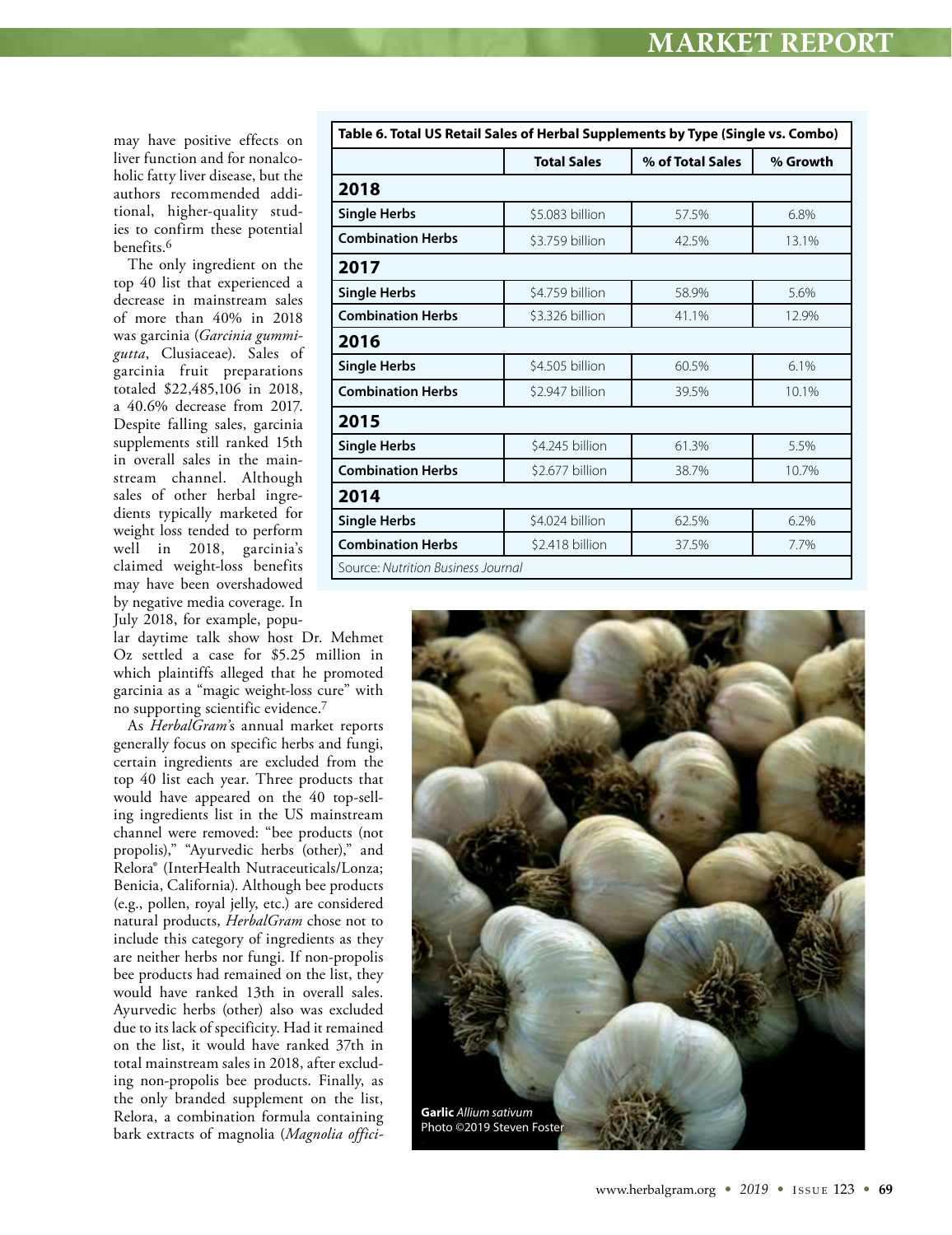may have positive effects on liver function and for nonalcoholic fatty liver disease, but the authors recommended additional, higher-quality studies to confirm these potential benefits.[6]

The only ingredient on the top 40 list that experienced a decrease in mainstream sales of more than 40% in 2018 was garcinia (*Garcinia gummi-gutta*, Clusiaceae). Sales of garcinia fruit preparations totaled $22,485,106 in 2018, a 40.6% decrease from 2017. Despite falling sales, garcinia supplements still ranked 15th in overall sales in the mainstream channel. Although sales of other herbal ingredients typically marketed for weight loss tended to perform well in 2018, garcinia's claimed weight-loss benefits may have been overshadowed by negative media coverage. In July 2018, for example, popular daytime talk show host Dr. Mehmet Oz settled a case for $5.25 million in which plaintiffs alleged that he promoted garcinia as a "magic weight-loss cure" with no supporting scientific evidence.[7]

As *HerbalGram*'s annual market reports generally focus on specific herbs and fungi, certain ingredients are excluded from the top 40 list each year. Three products that would have appeared on the 40 top-selling ingredients list in the US mainstream channel were removed: "bee products (not propolis)," "Ayurvedic herbs (other)," and Relora® (InterHealth Nutraceuticals/Lonza; Benicia, California). Although bee products (e.g., pollen, royal jelly, etc.) are considered natural products, *HerbalGram* chose not to include this category of ingredients as they are neither herbs nor fungi. If non-propolis bee products had remained on the list, they would have ranked 13th in overall sales. Ayurvedic herbs (other) also was excluded due to its lack of specificity. Had it remained on the list, it would have ranked 37th in total mainstream sales in 2018, after excluding non-propolis bee products. Finally, as the only branded supplement on the list, Relora, a combination formula containing bark extracts of magnolia (*Magnolia offici-*

**Table 6. Total US Retail Sales of Herbal Supplements by Type (Single vs. Combo)**

| | Total Sales | % of Total Sales | % Growth |
|---|---|---|---|
| **2018** | | | |
| **Single Herbs** | $5.083 billion | 57.5% | 6.8% |
| **Combination Herbs** | $3.759 billion | 42.5% | 13.1% |
| **2017** | | | |
| **Single Herbs** | $4.759 billion | 58.9% | 5.6% |
| **Combination Herbs** | $3.326 billion | 41.1% | 12.9% |
| **2016** | | | |
| **Single Herbs** | $4.505 billion | 60.5% | 6.1% |
| **Combination Herbs** | $2.947 billion | 39.5% | 10.1% |
| **2015** | | | |
| **Single Herbs** | $4.245 billion | 61.3% | 5.5% |
| **Combination Herbs** | $2.677 billion | 38.7% | 10.7% |
| **2014** | | | |
| **Single Herbs** | $4.024 billion | 62.5% | 6.2% |
| **Combination Herbs** | $2.418 billion | 37.5% | 7.7% |

Source: *Nutrition Business Journal*

**Garlic** *Allium sativum*
Photo ©2019 Steven Foster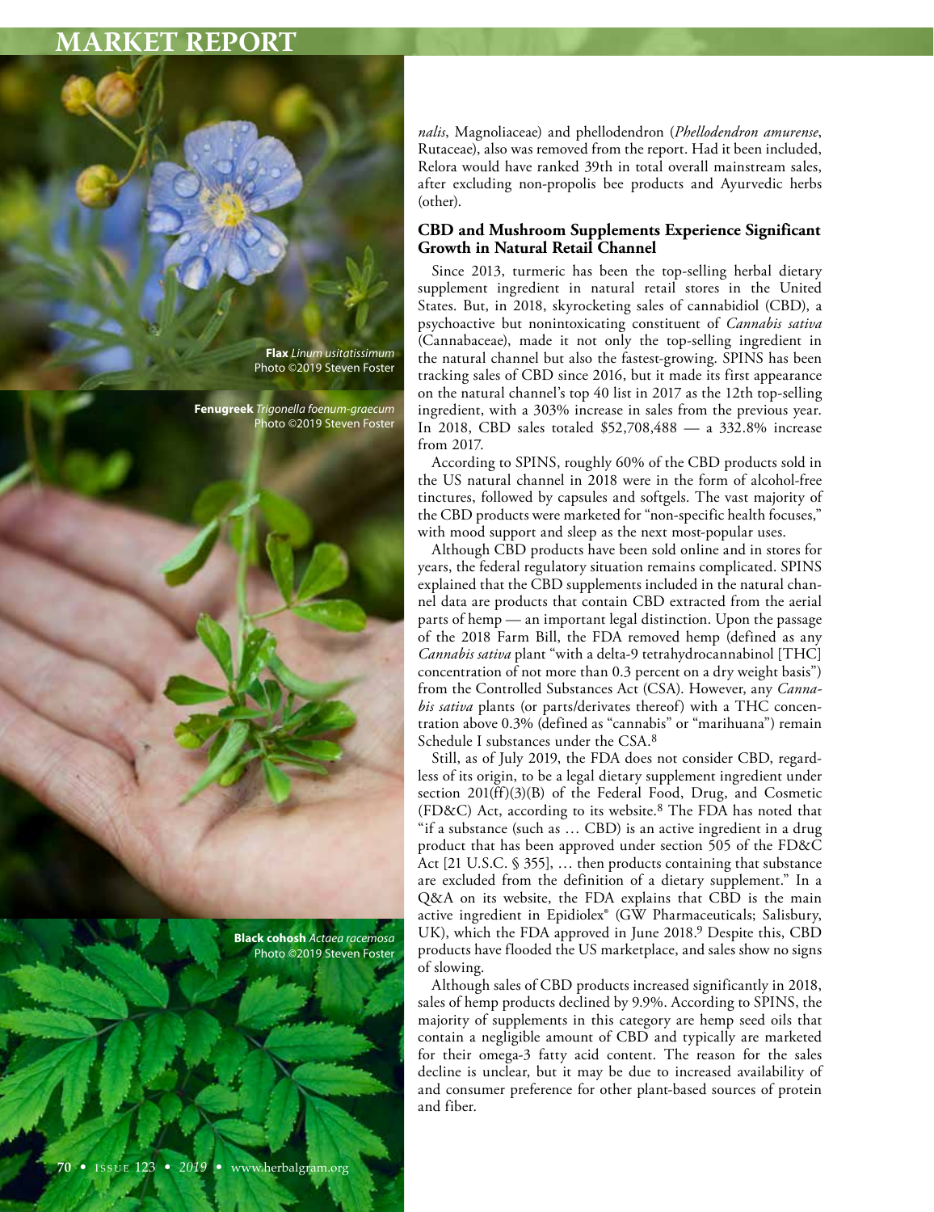*nalis*, Magnoliaceae) and phellodendron (*Phellodendron amurense*, Rutaceae), also was removed from the report. Had it been included, Relora would have ranked 39th in total overall mainstream sales, after excluding non-propolis bee products and Ayurvedic herbs (other).

### CBD and Mushroom Supplements Experience Significant Growth in Natural Retail Channel

Since 2013, turmeric has been the top-selling herbal dietary supplement ingredient in natural retail stores in the United States. But, in 2018, skyrocketing sales of cannabidiol (CBD), a psychoactive but nonintoxicating constituent of *Cannabis sativa* (Cannabaceae), made it not only the top-selling ingredient in the natural channel but also the fastest-growing. SPINS has been tracking sales of CBD since 2016, but it made its first appearance on the natural channel's top 40 list in 2017 as the 12th top-selling ingredient, with a 303% increase in sales from the previous year. In 2018, CBD sales totaled $52,708,488 — a 332.8% increase from 2017.

According to SPINS, roughly 60% of the CBD products sold in the US natural channel in 2018 were in the form of alcohol-free tinctures, followed by capsules and softgels. The vast majority of the CBD products were marketed for "non-specific health focuses," with mood support and sleep as the next most-popular uses.

Although CBD products have been sold online and in stores for years, the federal regulatory situation remains complicated. SPINS explained that the CBD supplements included in the natural channel data are products that contain CBD extracted from the aerial parts of hemp — an important legal distinction. Upon the passage of the 2018 Farm Bill, the FDA removed hemp (defined as any *Cannabis sativa* plant "with a delta-9 tetrahydrocannabinol [THC] concentration of not more than 0.3 percent on a dry weight basis") from the Controlled Substances Act (CSA). However, any *Cannabis sativa* plants (or parts/derivates thereof) with a THC concentration above 0.3% (defined as "cannabis" or "marihuana") remain Schedule I substances under the CSA.[8]

Still, as of July 2019, the FDA does not consider CBD, regardless of its origin, to be a legal dietary supplement ingredient under section 201(ff)(3)(B) of the Federal Food, Drug, and Cosmetic (FD&C) Act, according to its website.[8] The FDA has noted that "if a substance (such as … CBD) is an active ingredient in a drug product that has been approved under section 505 of the FD&C Act [21 U.S.C. § 355], … then products containing that substance are excluded from the definition of a dietary supplement." In a Q&A on its website, the FDA explains that CBD is the main active ingredient in Epidiolex® (GW Pharmaceuticals; Salisbury, UK), which the FDA approved in June 2018.[9] Despite this, CBD products have flooded the US marketplace, and sales show no signs of slowing.

Although sales of CBD products increased significantly in 2018, sales of hemp products declined by 9.9%. According to SPINS, the majority of supplements in this category are hemp seed oils that contain a negligible amount of CBD and typically are marketed for their omega-3 fatty acid content. The reason for the sales decline is unclear, but it may be due to increased availability of and consumer preference for other plant-based sources of protein and fiber.

**Flax** *Linum usitatissimum*
Photo ©2019 Steven Foster

**Fenugreek** *Trigonella foenum-graecum*
Photo ©2019 Steven Foster

**Black cohosh** *Actaea racemosa*
Photo ©2019 Steven Foster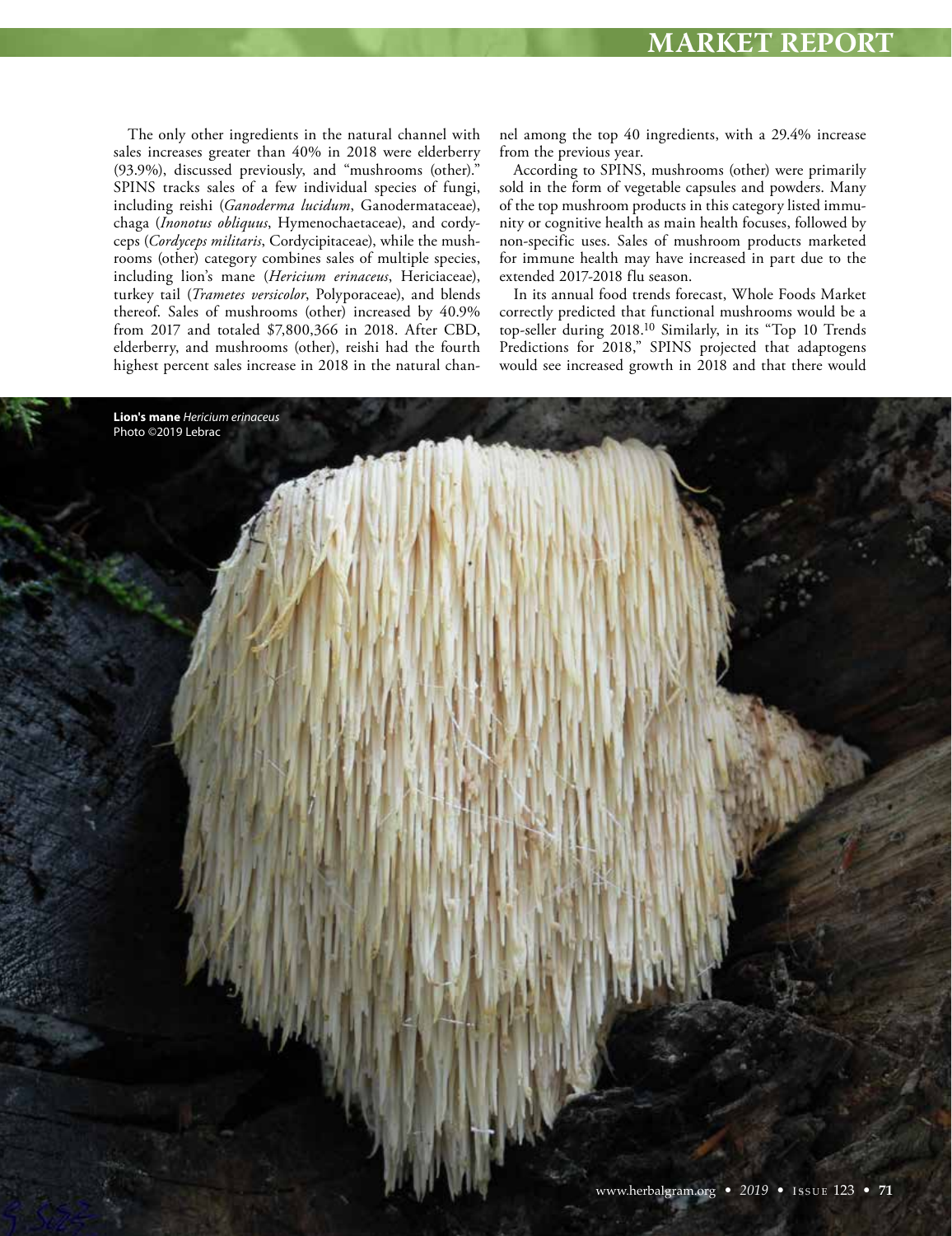The only other ingredients in the natural channel with sales increases greater than 40% in 2018 were elderberry (93.9%), discussed previously, and "mushrooms (other)." SPINS tracks sales of a few individual species of fungi, including reishi (*Ganoderma lucidum*, Ganodermataceae), chaga (*Inonotus obliquus*, Hymenochaetaceae), and cordyceps (*Cordyceps militaris*, Cordycipitaceae), while the mushrooms (other) category combines sales of multiple species, including lion's mane (*Hericium erinaceus*, Hericiaceae), turkey tail (*Trametes versicolor*, Polyporaceae), and blends thereof. Sales of mushrooms (other) increased by 40.9% from 2017 and totaled $7,800,366 in 2018. After CBD, elderberry, and mushrooms (other), reishi had the fourth highest percent sales increase in 2018 in the natural channel among the top 40 ingredients, with a 29.4% increase from the previous year.

According to SPINS, mushrooms (other) were primarily sold in the form of vegetable capsules and powders. Many of the top mushroom products in this category listed immunity or cognitive health as main health focuses, followed by non-specific uses. Sales of mushroom products marketed for immune health may have increased in part due to the extended 2017-2018 flu season.

In its annual food trends forecast, Whole Foods Market correctly predicted that functional mushrooms would be a top-seller during 2018.[10] Similarly, in its "Top 10 Trends Predictions for 2018," SPINS projected that adaptogens would see increased growth in 2018 and that there would

**Lion's mane** *Hericium erinaceus*
Photo ©2019 Lebrac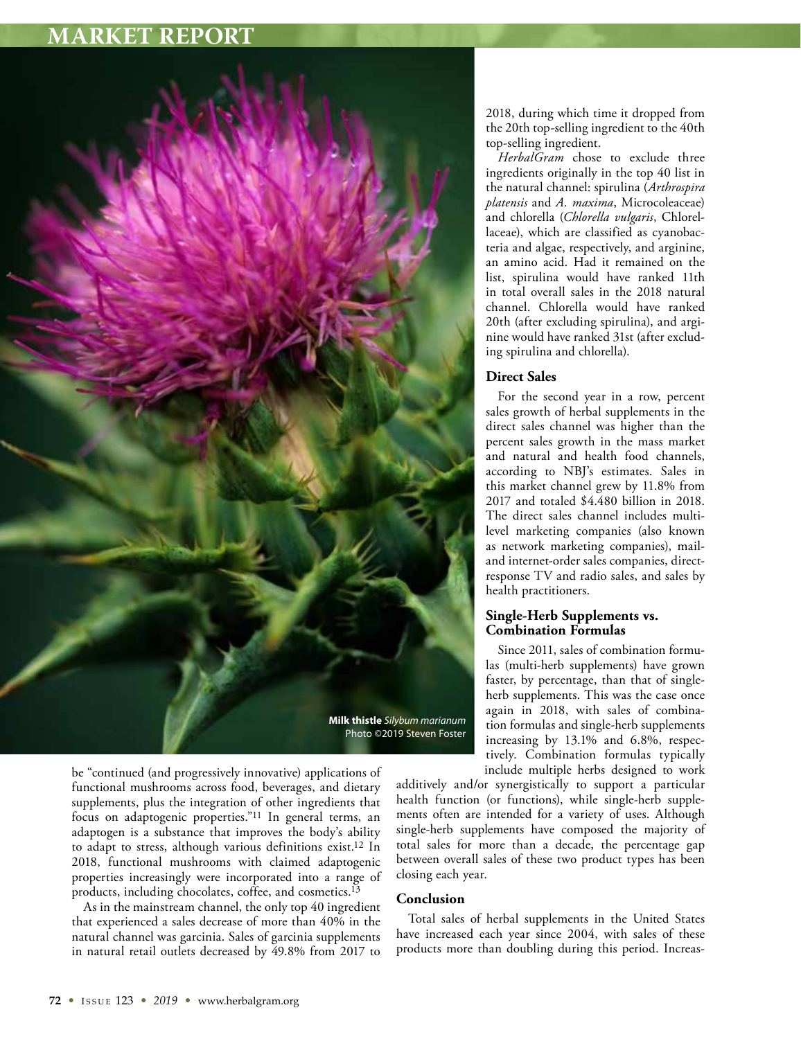be "continued (and progressively innovative) applications of functional mushrooms across food, beverages, and dietary supplements, plus the integration of other ingredients that focus on adaptogenic properties."[11] In general terms, an adaptogen is a substance that improves the body's ability to adapt to stress, although various definitions exist.[12] In 2018, functional mushrooms with claimed adaptogenic properties increasingly were incorporated into a range of products, including chocolates, coffee, and cosmetics.[13]

As in the mainstream channel, the only top 40 ingredient that experienced a sales decrease of more than 40% in the natural channel was garcinia. Sales of garcinia supplements in natural retail outlets decreased by 49.8% from 2017 to 2018, during which time it dropped from the 20th top-selling ingredient to the 40th top-selling ingredient.

*HerbalGram* chose to exclude three ingredients originally in the top 40 list in the natural channel: spirulina (*Arthrospira platensis* and *A. maxima*, Microcoleaceae) and chlorella (*Chlorella vulgaris*, Chlorellaceae), which are classified as cyanobacteria and algae, respectively, and arginine, an amino acid. Had it remained on the list, spirulina would have ranked 11th in total overall sales in the 2018 natural channel. Chlorella would have ranked 20th (after excluding spirulina), and arginine would have ranked 31st (after excluding spirulina and chlorella).

**Milk thistle** *Silybum marianum*
Photo ©2019 Steven Foster

## Direct Sales

For the second year in a row, percent sales growth of herbal supplements in the direct sales channel was higher than the percent sales growth in the mass market and natural and health food channels, according to NBJ's estimates. Sales in this market channel grew by 11.8% from 2017 and totaled $4.480 billion in 2018. The direct sales channel includes multilevel marketing companies (also known as network marketing companies), mail- and internet-order sales companies, direct-response TV and radio sales, and sales by health practitioners.

## Single-Herb Supplements vs. Combination Formulas

Since 2011, sales of combination formulas (multi-herb supplements) have grown faster, by percentage, than that of single-herb supplements. This was the case once again in 2018, with sales of combination formulas and single-herb supplements increasing by 13.1% and 6.8%, respectively. Combination formulas typically include multiple herbs designed to work additively and/or synergistically to support a particular health function (or functions), while single-herb supplements often are intended for a variety of uses. Although single-herb supplements have composed the majority of total sales for more than a decade, the percentage gap between overall sales of these two product types has been closing each year.

## Conclusion

Total sales of herbal supplements in the United States have increased each year since 2004, with sales of these products more than doubling during this period. Increas-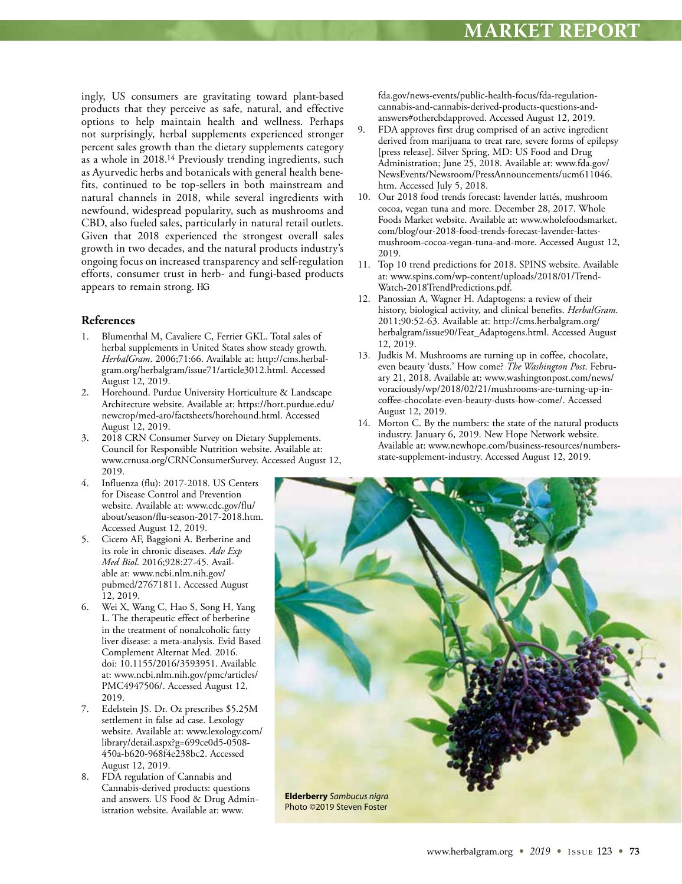ingly, US consumers are gravitating toward plant-based products that they perceive as safe, natural, and effective options to help maintain health and wellness. Perhaps not surprisingly, herbal supplements experienced stronger percent sales growth than the dietary supplements category as a whole in 2018.[14] Previously trending ingredients, such as Ayurvedic herbs and botanicals with general health benefits, continued to be top-sellers in both mainstream and natural channels in 2018, while several ingredients with newfound, widespread popularity, such as mushrooms and CBD, also fueled sales, particularly in natural retail outlets. Given that 2018 experienced the strongest overall sales growth in two decades, and the natural products industry's ongoing focus on increased transparency and self-regulation efforts, consumer trust in herb- and fungi-based products appears to remain strong. HG

### References

1. Blumenthal M, Cavaliere C, Ferrier GKL. Total sales of herbal supplements in United States show steady growth. *HerbalGram*. 2006;71:66. Available at: http://cms.herbalgram.org/herbalgram/issue71/article3012.html. Accessed August 12, 2019.
2. Horehound. Purdue University Horticulture & Landscape Architecture website. Available at: https://hort.purdue.edu/newcrop/med-aro/factsheets/horehound.html. Accessed August 12, 2019.
3. 2018 CRN Consumer Survey on Dietary Supplements. Council for Responsible Nutrition website. Available at: www.crnusa.org/CRNConsumerSurvey. Accessed August 12, 2019.
4. Influenza (flu): 2017-2018. US Centers for Disease Control and Prevention website. Available at: www.cdc.gov/flu/about/season/flu-season-2017-2018.htm. Accessed August 12, 2019.
5. Cicero AF, Baggioni A. Berberine and its role in chronic diseases. *Adv Exp Med Biol*. 2016;928:27-45. Available at: www.ncbi.nlm.nih.gov/pubmed/27671811. Accessed August 12, 2019.
6. Wei X, Wang C, Hao S, Song H, Yang L. The therapeutic effect of berberine in the treatment of nonalcoholic fatty liver disease: a meta-analysis. Evid Based Complement Alternat Med. 2016. doi: 10.1155/2016/3593951. Available at: www.ncbi.nlm.nih.gov/pmc/articles/PMC4947506/. Accessed August 12, 2019.
7. Edelstein JS. Dr. Oz prescribes $5.25M settlement in false ad case. Lexology website. Available at: www.lexology.com/library/detail.aspx?g=699ce0d5-0508-450a-b620-968f4e238bc2. Accessed August 12, 2019.
8. FDA regulation of Cannabis and Cannabis-derived products: questions and answers. US Food & Drug Administration website. Available at: www.fda.gov/news-events/public-health-focus/fda-regulation-cannabis-and-cannabis-derived-products-questions-and-answers#othercbdapproved. Accessed August 12, 2019.
9. FDA approves first drug comprised of an active ingredient derived from marijuana to treat rare, severe forms of epilepsy [press release]. Silver Spring, MD: US Food and Drug Administration; June 25, 2018. Available at: www.fda.gov/NewsEvents/Newsroom/PressAnnouncements/ucm611046.htm. Accessed July 5, 2018.
10. Our 2018 food trends forecast: lavender lattés, mushroom cocoa, vegan tuna and more. December 28, 2017. Whole Foods Market website. Available at: www.wholefoodsmarket.com/blog/our-2018-food-trends-forecast-lavender-lattes-mushroom-cocoa-vegan-tuna-and-more. Accessed August 12, 2019.
11. Top 10 trend predictions for 2018. SPINS website. Available at: www.spins.com/wp-content/uploads/2018/01/Trend-Watch-2018TrendPredictions.pdf.
12. Panossian A, Wagner H. Adaptogens: a review of their history, biological activity, and clinical benefits. *HerbalGram*. 2011;90:52-63. Available at: http://cms.herbalgram.org/herbalgram/issue90/Feat_Adaptogens.html. Accessed August 12, 2019.
13. Judkis M. Mushrooms are turning up in coffee, chocolate, even beauty 'dusts.' How come? *The Washington Post*. February 21, 2018. Available at: www.washingtonpost.com/news/voraciously/wp/2018/02/21/mushrooms-are-turning-up-in-coffee-chocolate-even-beauty-dusts-how-come/. Accessed August 12, 2019.
14. Morton C. By the numbers: the state of the natural products industry. January 6, 2019. New Hope Network website. Available at: www.newhope.com/business-resources/numbers-state-supplement-industry. Accessed August 12, 2019.

**Elderberry** *Sambucus nigra*
Photo ©2019 Steven Foster